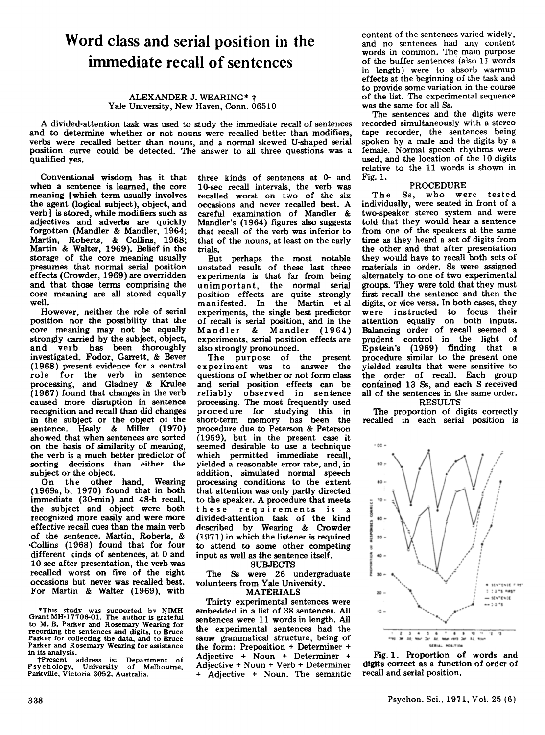# Word class and serial position in the immediate recall of sentences

ALEXANDER J. WEARING* †
Yale University, New Haven, Conn. 06510

A divided-attention task was used to study the immediate recall of sentences and to determine whether or not nouns were recalled better than modifiers, verbs were recalled better than nouns, and a normal skewed U-shaped serial position curve could be detected. The answer to all three questions was a qualified yes.

Conventional wisdom has it that when a sentence is learned, the core meaning [which term usually involves the agent (logical subject), object, and verb] is stored, while modifiers such as adjectives and adverbs are quickly forgotten (Mandler & Mandler, 1964; Martin, Roberts, & Collins, 1968; Martin & Walter, 1969). Belief in the storage of the core meaning usually presumes that normal serial position effects (Crowder, 1969) are overridden and that those terms comprising the core meaning are all stored equally well.

However, neither the role of serial position nor the possibility that the core meaning may not be equally strongly carried by the subject, object, and verb has been thoroughly investigated. Fodor, Garrett, & Bever (1968) present evidence for a central role for the verb in sentence processing, and Gladney & Krulee (1967) found that changes in the verb caused more disruption in sentence recognition and recall than did changes in the subject or the object of the sentence. Healy & Miller (1970) showed that when sentences are sorted on the basis of similarity of meaning, the verb is a much better predictor of sorting decisions than either the subject or the object.

On the other hand, Wearing (1969a, b, 1970) found that in both immediate (30-min) and 48-h recall, the subject and object were both recognized more easily and were more effective recall cues than the main verb of the sentence. Martin, Roberts, & Collins (1968) found that for four different kinds of sentences, at 0 and 10 sec after presentation, the verb was recalled worst on five of the eight occasions but never was recalled best. For Martin & Walter (1969), with three kinds of sentences at 0- and 10-sec recall intervals, the verb was recalled worst on two of the six occasions and never recalled best. A careful examination of Mandler & Mandler's (1964) figures also suggests that recall of the verb was inferior to that of the nouns, at least on the early trials.

But perhaps the most notable unstated result of these last three experiments is that far from being unimportant, the normal serial position effects are quite strongly manifested. In the Martin et al experiments, the single best predictor of recall is serial position, and in the Mandler & Mandler (1964) experiments, serial position effects are also strongly pronounced.

The purpose of the present experiment was to answer the questions of whether or not form class and serial position effects can be reliably observed in sentence processing. The most frequently used procedure for studying this in short-term memory has been the procedure due to Peterson & Peterson (1959), but in the present case it seemed desirable to use a technique which permitted immediate recall, yielded a reasonable error rate, and, in addition, simulated normal speech processing conditions to the extent that attention was only partly directed to the speaker. A procedure that meets these requirements is a divided-attention task of the kind described by Wearing & Crowder (1971) in which the listener is required to attend to some other competing input as well as the sentence itself.

## SUBJECTS

The Ss were 26 undergraduate volunteers from Yale University.

## MATERIALS

Thirty experimental sentences were embedded in a list of 38 sentences. All sentences were 11 words in length. All the experimental sentences had the same grammatical structure, being of the form: Preposition + Determiner + Adjective + Noun + Determiner + Adjective + Noun + Verb + Determiner + Adjective + Noun. The semantic content of the sentences varied widely, and no sentences had any content words in common. The main purpose of the buffer sentences (also 11 words in length) were to absorb warmup effects at the beginning of the task and to provide some variation in the course of the list. The experimental sequence was the same for all Ss.

The sentences and the digits were recorded simultaneously with a stereo tape recorder, the sentences being spoken by a male and the digits by a female. Normal speech rhythms were used, and the location of the 10 digits relative to the 11 words is shown in Fig. 1.

## PROCEDURE

The Ss, who were tested individually, were seated in front of a two-speaker stereo system and were told that they would hear a sentence from one of the speakers at the same time as they heard a set of digits from the other and that after presentation they would have to recall both sets of materials in order. Ss were assigned alternately to one of two experimental groups. They were told that they must first recall the sentence and then the digits, or vice versa. In both cases, they were instructed to focus their attention equally on both inputs. Balancing order of recall seemed a prudent control in the light of Epstein's (1969) finding that a procedure similar to the present one yielded results that were sensitive to the order of recall. Each group contained 13 Ss, and each S received all of the sentences in the same order.

## RESULTS

The proportion of digits correctly recalled in each serial position is

Fig. 1. Proportion of words and digits correct as a function of order of recall and serial position.

---

*This study was supported by NIMH Grant MH-17706-01. The author is grateful to M. B. Parker and Rosemary Wearing for recording the sentences and digits, to Bruce Parker for collecting the data, and to Bruce Parker and Rosemary Wearing for assistance in its analysis.

†Present address is: Department of Psychology, University of Melbourne, Parkville, Victoria 3052, Australia.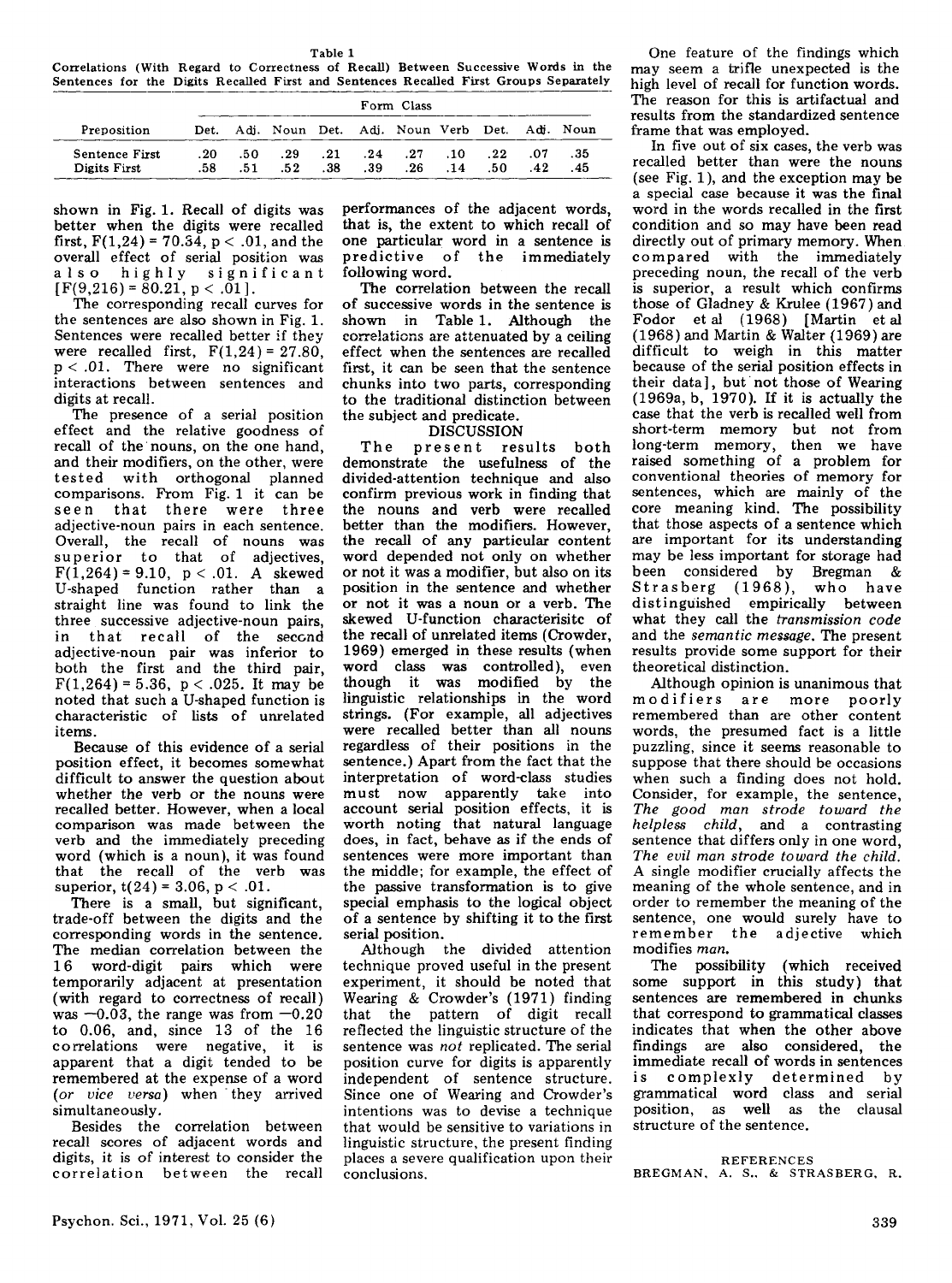Table 1
Correlations (With Regard to Correctness of Recall) Between Successive Words in the Sentences for the Digits Recalled First and Sentences Recalled First Groups Separately

| Preposition | Form Class | | | | | | | | | |
|---|---|---|---|---|---|---|---|---|---|---|
| | Det. | Adj. | Noun | Det. | Adj. | Noun | Verb | Det. | Adj. | Noun |
| Sentence First | .20 | .50 | .29 | .21 | .24 | .27 | .10 | .22 | .07 | .35 |
| Digits First | .58 | .51 | .52 | .38 | .39 | .26 | .14 | .50 | .42 | .45 |

shown in Fig. 1. Recall of digits was better when the digits were recalled first, $F(1,24) = 70.34$, $p < .01$, and the overall effect of serial position was also highly significant [$F(9,216) = 80.21$, $p < .01$].

The corresponding recall curves for the sentences are also shown in Fig. 1. Sentences were recalled better if they were recalled first, $F(1,24) = 27.80$, $p < .01$. There were no significant interactions between sentences and digits at recall.

The presence of a serial position effect and the relative goodness of recall of the nouns, on the one hand, and their modifiers, on the other, were tested with orthogonal planned comparisons. From Fig. 1 it can be seen that there were three adjective-noun pairs in each sentence. Overall, the recall of nouns was superior to that of adjectives, $F(1,264) = 9.10$, $p < .01$. A skewed U-shaped function rather than a straight line was found to link the three successive adjective-noun pairs, in that recall of the second adjective-noun pair was inferior to both the first and the third pair, $F(1,264) = 5.36$, $p < .025$. It may be noted that such a U-shaped function is characteristic of lists of unrelated items.

Because of this evidence of a serial position effect, it becomes somewhat difficult to answer the question about whether the verb or the nouns were recalled better. However, when a local comparison was made between the verb and the immediately preceding word (which is a noun), it was found that the recall of the verb was superior, $t(24) = 3.06$, $p < .01$.

There is a small, but significant, trade-off between the digits and the corresponding words in the sentence. The median correlation between the 16 word-digit pairs which were temporarily adjacent at presentation (with regard to correctness of recall) was $-0.03$, the range was from $-0.20$ to 0.06, and, since 13 of the 16 correlations were negative, it is apparent that a digit tended to be remembered at the expense of a word (*or vice versa*) when they arrived simultaneously.

Besides the correlation between recall scores of adjacent words and digits, it is of interest to consider the correlation between the recall performances of the adjacent words, that is, the extent to which recall of one particular word in a sentence is predictive of the immediately following word.

The correlation between the recall of successive words in the sentence is shown in Table 1. Although the correlations are attenuated by a ceiling effect when the sentences are recalled first, it can be seen that the sentence chunks into two parts, corresponding to the traditional distinction between the subject and predicate.

## DISCUSSION

The present results both demonstrate the usefulness of the divided-attention technique and also confirm previous work in finding that the nouns and verb were recalled better than the modifiers. However, the recall of any particular content word depended not only on whether or not it was a modifier, but also on its position in the sentence and whether or not it was a noun or a verb. The skewed U-function characterisitc of the recall of unrelated items (Crowder, 1969) emerged in these results (when word class was controlled), even though it was modified by the linguistic relationships in the word strings. (For example, all adjectives were recalled better than all nouns regardless of their positions in the sentence.) Apart from the fact that the interpretation of word-class studies must now apparently take into account serial position effects, it is worth noting that natural language does, in fact, behave as if the ends of sentences were more important than the middle; for example, the effect of the passive transformation is to give special emphasis to the logical object of a sentence by shifting it to the first serial position.

Although the divided attention technique proved useful in the present experiment, it should be noted that Wearing & Crowder's (1971) finding that the pattern of digit recall reflected the linguistic structure of the sentence was *not* replicated. The serial position curve for digits is apparently independent of sentence structure. Since one of Wearing and Crowder's intentions was to devise a technique that would be sensitive to variations in linguistic structure, the present finding places a severe qualification upon their conclusions.

One feature of the findings which may seem a trifle unexpected is the high level of recall for function words. The reason for this is artifactual and results from the standardized sentence frame that was employed.

In five out of six cases, the verb was recalled better than were the nouns (see Fig. 1), and the exception may be a special case because it was the final word in the words recalled in the first condition and so may have been read directly out of primary memory. When compared with the immediately preceding noun, the recall of the verb is superior, a result which confirms those of Gladney & Krulee (1967) and Fodor et al (1968) [Martin et al (1968) and Martin & Walter (1969) are difficult to weigh in this matter because of the serial position effects in their data], but not those of Wearing (1969a, b, 1970). If it is actually the case that the verb is recalled well from short-term memory but not from long-term memory, then we have raised something of a problem for conventional theories of memory for sentences, which are mainly of the core meaning kind. The possibility that those aspects of a sentence which are important for its understanding may be less important for storage had been considered by Bregman & Strasberg (1968), who have distinguished empirically between what they call the *transmission code* and the *semantic message*. The present results provide some support for their theoretical distinction.

Although opinion is unanimous that modifiers are more poorly remembered than are other content words, the presumed fact is a little puzzling, since it seems reasonable to suppose that there should be occasions when such a finding does not hold. Consider, for example, the sentence, *The good man strode toward the helpless child*, and a contrasting sentence that differs only in one word, *The evil man strode toward the child.* A single modifier crucially affects the meaning of the whole sentence, and in order to remember the meaning of the sentence, one would surely have to remember the adjective which modifies *man.*

The possibility (which received some support in this study) that sentences are remembered in chunks that correspond to grammatical classes indicates that when the other above findings are also considered, the immediate recall of words in sentences is complexly determined by grammatical word class and serial position, as well as the clausal structure of the sentence.

## REFERENCES

BREGMAN, A. S., & STRASBERG, R.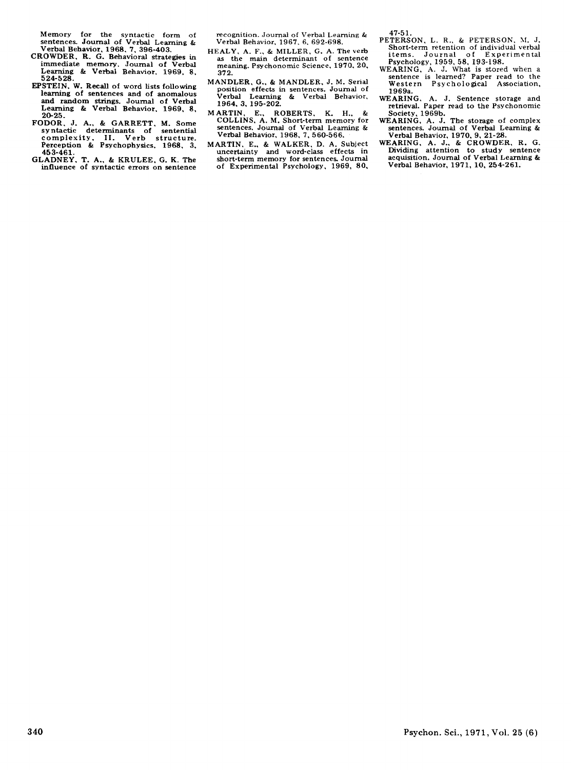Memory for the syntactic form of sentences. Journal of Verbal Learning & Verbal Behavior, 1968, 7, 396-403.

CROWDER, R. G. Behavioral strategies in immediate memory. Journal of Verbal Learning & Verbal Behavior, 1969, 8, 524-528.

EPSTEIN, W. Recall of word lists following learning of sentences and of anomalous and random strings. Journal of Verbal Learning & Verbal Behavior, 1969, 8, 20-25.

FODOR, J. A., & GARRETT, M. Some syntactic determinants of sentential complexity, II. Verb structure. Perception & Psychophysics, 1968, 3, 453-461.

GLADNEY, T. A., & KRULEE, G. K. The influence of syntactic errors on sentence recognition. Journal of Verbal Learning & Verbal Behavior, 1967, 6, 692-698.

HEALY, A. F., & MILLER, G. A. The verb as the main determinant of sentence meaning. Psychonomic Science, 1970, 20, 372.

MANDLER, G., & MANDLER, J. M. Serial position effects in sentences. Journal of Verbal Learning & Verbal Behavior, 1964, 3, 195-202.

MARTIN, E., ROBERTS, K. H., & COLLINS, A. M. Short-term memory for sentences. Journal of Verbal Learning & Verbal Behavior, 1968, 7, 560-566.

MARTIN, E., & WALKER, D. A. Subject uncertainty and word-class effects in short-term memory for sentences. Journal of Experimental Psychology, 1969, 80, 47-51.

PETERSON, L. R., & PETERSON, M. J. Short-term retention of individual verbal items. Journal of Experimental Psychology, 1959, 58, 193-198.

WEARING, A. J. What is stored when a sentence is learned? Paper read to the Western Psychological Association, 1969a.

WEARING, A. J. Sentence storage and retrieval. Paper read to the Psychonomic Society, 1969b.

WEARING, A. J. The storage of complex sentences. Journal of Verbal Learning & Verbal Behavior, 1970, 9, 21-28.

WEARING, A. J., & CROWDER, R. G. Dividing attention to study sentence acquisition. Journal of Verbal Learning & Verbal Behavior, 1971, 10, 254-261.